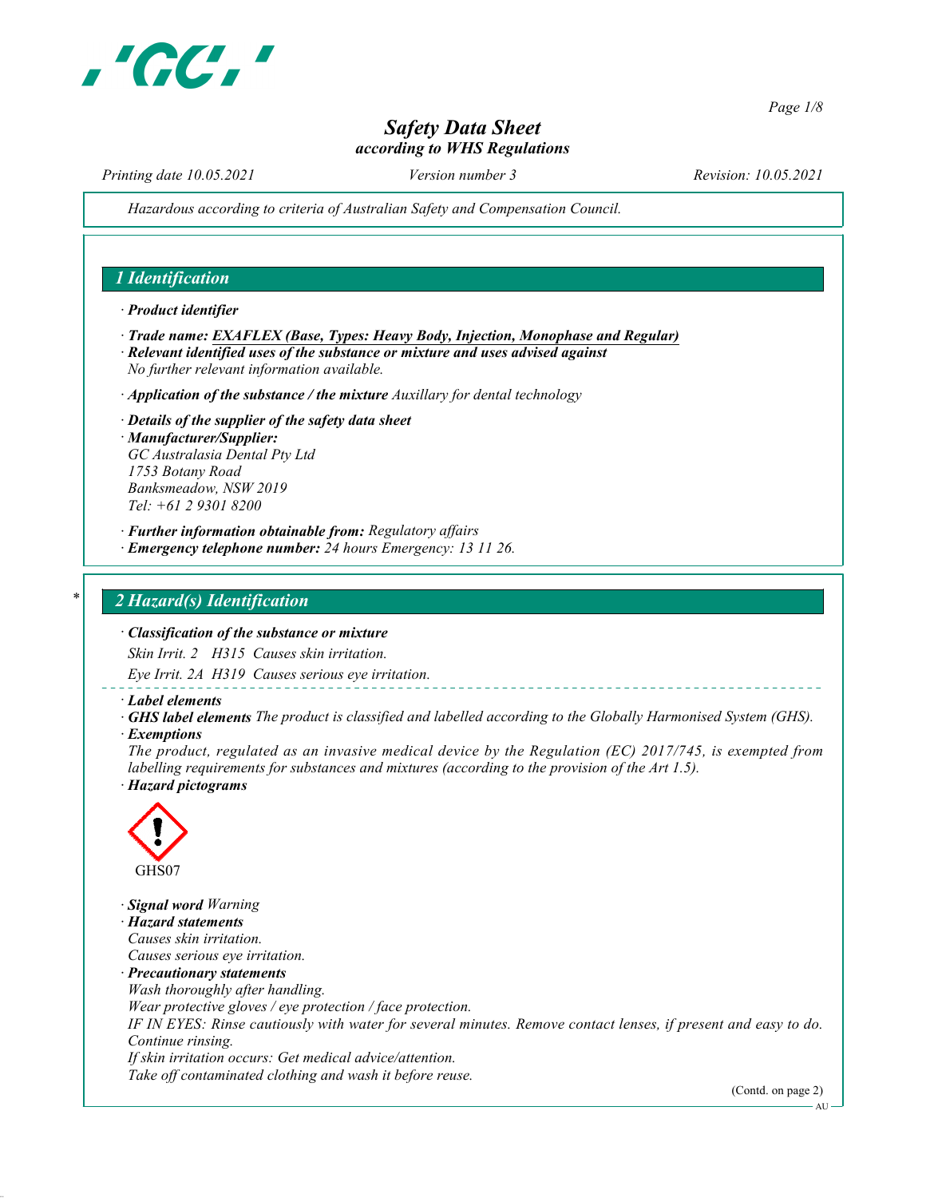# Safety Data Sheet
*according to WHS Regulations*

*Printing date 10.05.2021* *Version number 3* *Revision: 10.05.2021*

*Hazardous according to criteria of Australian Safety and Compensation Council.*

## 1 Identification

· **Product identifier**

· **Trade name: EXAFLEX (Base, Types: Heavy Body, Injection, Monophase and Regular)**

· **Relevant identified uses of the substance or mixture and uses advised against**
*No further relevant information available.*

· **Application of the substance / the mixture** *Auxillary for dental technology*

· **Details of the supplier of the safety data sheet**

· **Manufacturer/Supplier:**
*GC Australasia Dental Pty Ltd*
*1753 Botany Road*
*Banksmeadow, NSW 2019*
*Tel: +61 2 9301 8200*

· **Further information obtainable from:** *Regulatory affairs*

· **Emergency telephone number:** *24 hours Emergency: 13 11 26.*

## * 2 Hazard(s) Identification

· **Classification of the substance or mixture**

*Skin Irrit. 2 H315 Causes skin irritation.*

*Eye Irrit. 2A H319 Causes serious eye irritation.*

· **Label elements**

· **GHS label elements** *The product is classified and labelled according to the Globally Harmonised System (GHS).*

· **Exemptions**
*The product, regulated as an invasive medical device by the Regulation (EC) 2017/745, is exempted from labelling requirements for substances and mixtures (according to the provision of the Art 1.5).*

· **Hazard pictograms**

GHS07

· **Signal word** *Warning*

· **Hazard statements**
*Causes skin irritation.*
*Causes serious eye irritation.*

· **Precautionary statements**
*Wash thoroughly after handling.*
*Wear protective gloves / eye protection / face protection.*
*IF IN EYES: Rinse cautiously with water for several minutes. Remove contact lenses, if present and easy to do. Continue rinsing.*
*If skin irritation occurs: Get medical advice/attention.*
*Take off contaminated clothing and wash it before reuse.*

(Contd. on page 2)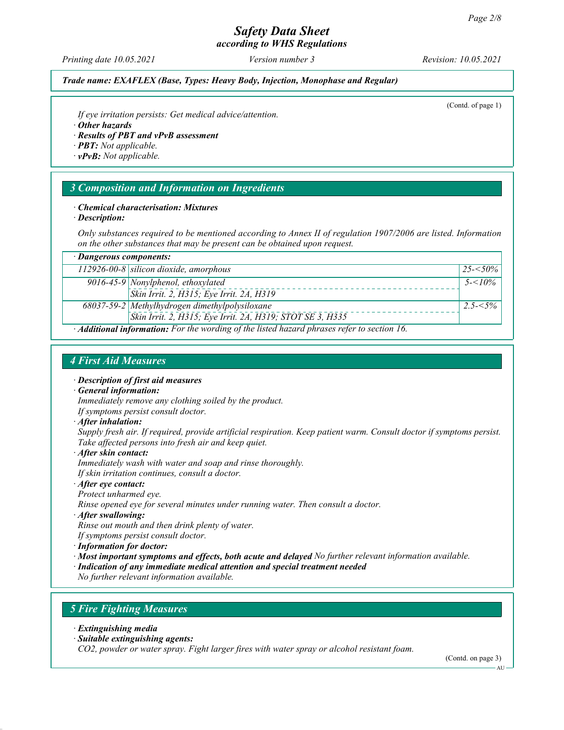(Contd. of page 1)

If eye irritation persists: Get medical advice/attention.

· **Other hazards**

· **Results of PBT and vPvB assessment**

· **PBT:** Not applicable.

· **vPvB:** Not applicable.

## 3 Composition and Information on Ingredients

· **Chemical characterisation: Mixtures**

· **Description:**

Only substances required to be mentioned according to Annex II of regulation 1907/2006 are listed. Information on the other substances that may be present can be obtained upon request.

| · **Dangerous components:** | | |
|---|---|---|
| 112926-00-8 | silicon dioxide, amorphous | 25-<50% |
| 9016-45-9 | Nonylphenol, ethoxylated<br>Skin Irrit. 2, H315; Eye Irrit. 2A, H319 | 5-<10% |
| 68037-59-2 | Methylhydrogen dimethylpolysiloxane<br>Skin Irrit. 2, H315; Eye Irrit. 2A, H319; STOT SE 3, H335 | 2.5-<5% |

· **Additional information:** For the wording of the listed hazard phrases refer to section 16.

## 4 First Aid Measures

· **Description of first aid measures**

· **General information:**

Immediately remove any clothing soiled by the product.
If symptoms persist consult doctor.

· **After inhalation:**

Supply fresh air. If required, provide artificial respiration. Keep patient warm. Consult doctor if symptoms persist.
Take affected persons into fresh air and keep quiet.

· **After skin contact:**

Immediately wash with water and soap and rinse thoroughly.
If skin irritation continues, consult a doctor.

· **After eye contact:**

Protect unharmed eye.
Rinse opened eye for several minutes under running water. Then consult a doctor.

· **After swallowing:**

Rinse out mouth and then drink plenty of water.
If symptoms persist consult doctor.

· **Information for doctor:**

· **Most important symptoms and effects, both acute and delayed** No further relevant information available.

· **Indication of any immediate medical attention and special treatment needed**

No further relevant information available.

## 5 Fire Fighting Measures

· **Extinguishing media**

· **Suitable extinguishing agents:**

$CO_2$, powder or water spray. Fight larger fires with water spray or alcohol resistant foam.

(Contd. on page 3)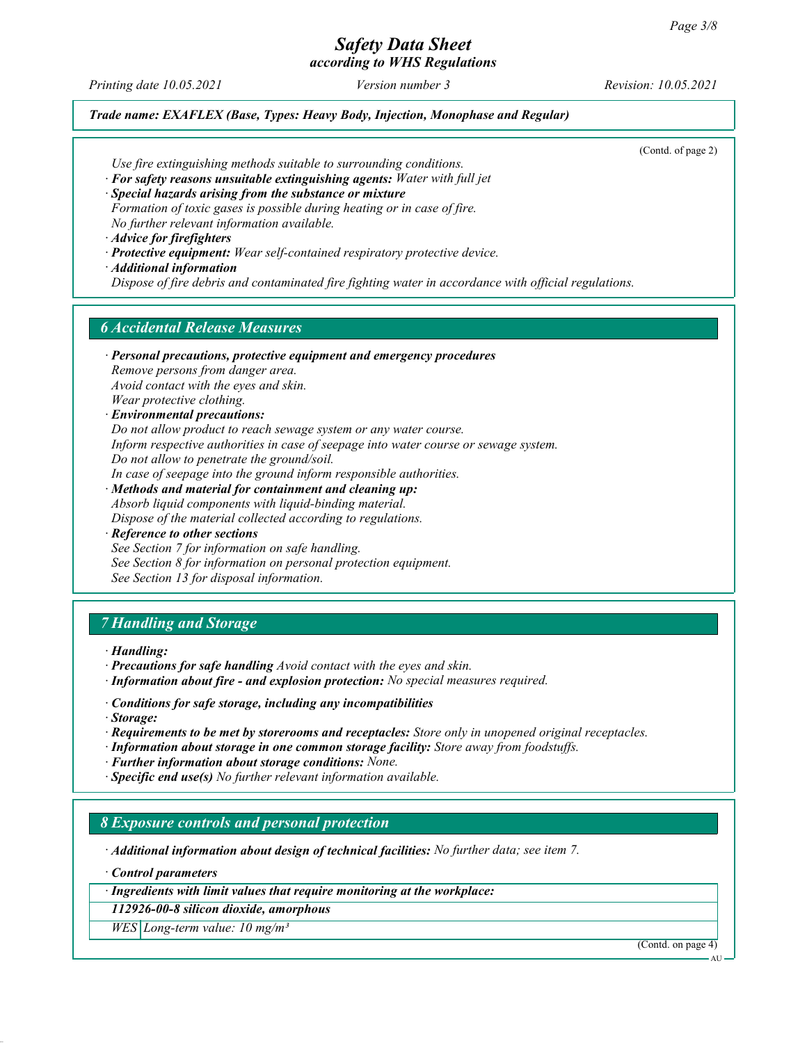(Contd. of page 2)

*Use fire extinguishing methods suitable to surrounding conditions.*

· ***For safety reasons unsuitable extinguishing agents:*** *Water with full jet*

· ***Special hazards arising from the substance or mixture***

*Formation of toxic gases is possible during heating or in case of fire.*

*No further relevant information available.*

· ***Advice for firefighters***

· ***Protective equipment:*** *Wear self-contained respiratory protective device.*

· ***Additional information***

*Dispose of fire debris and contaminated fire fighting water in accordance with official regulations.*

## 6 Accidental Release Measures

· ***Personal precautions, protective equipment and emergency procedures***

*Remove persons from danger area.*

*Avoid contact with the eyes and skin.*

*Wear protective clothing.*

· ***Environmental precautions:***

*Do not allow product to reach sewage system or any water course.*

*Inform respective authorities in case of seepage into water course or sewage system.*

*Do not allow to penetrate the ground/soil.*

*In case of seepage into the ground inform responsible authorities.*

· ***Methods and material for containment and cleaning up:***

*Absorb liquid components with liquid-binding material.*

*Dispose of the material collected according to regulations.*

· ***Reference to other sections***

*See Section 7 for information on safe handling.*

*See Section 8 for information on personal protection equipment.*

*See Section 13 for disposal information.*

## 7 Handling and Storage

· ***Handling:***

· ***Precautions for safe handling*** *Avoid contact with the eyes and skin.*

· ***Information about fire - and explosion protection:*** *No special measures required.*

· ***Conditions for safe storage, including any incompatibilities***

· ***Storage:***

· ***Requirements to be met by storerooms and receptacles:*** *Store only in unopened original receptacles.*

· ***Information about storage in one common storage facility:*** *Store away from foodstuffs.*

· ***Further information about storage conditions:*** *None.*

· ***Specific end use(s)*** *No further relevant information available.*

## 8 Exposure controls and personal protection

· ***Additional information about design of technical facilities:*** *No further data; see item 7.*

· ***Control parameters***

| · *Ingredients with limit values that require monitoring at the workplace:* | |
|---|---|
| ***112926-00-8 silicon dioxide, amorphous*** | |
| *WES* | *Long-term value: 10 mg/m³* |

(Contd. on page 4)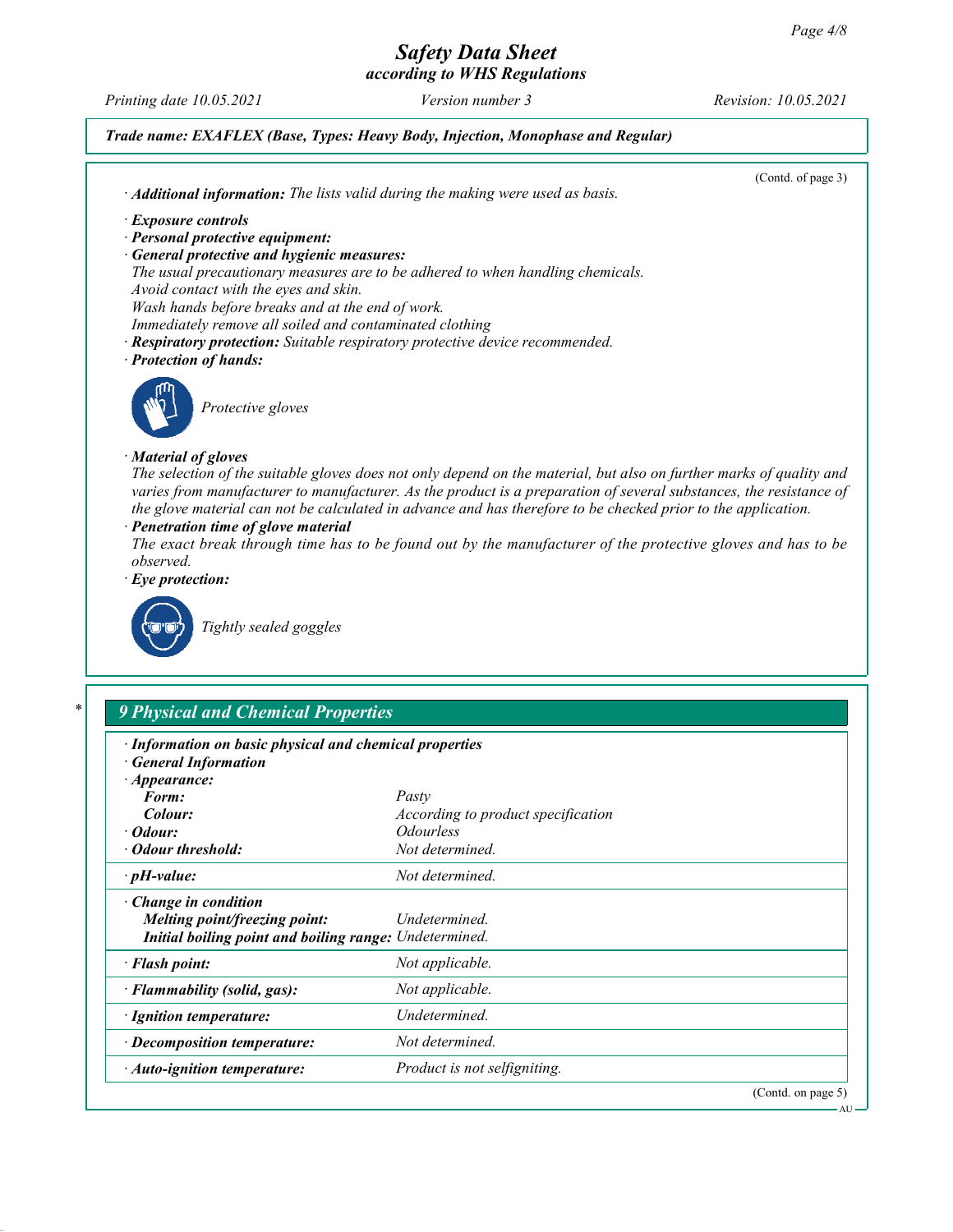(Contd. of page 3)

· **Additional information:** The lists valid during the making were used as basis.

· **Exposure controls**
· **Personal protective equipment:**
· **General protective and hygienic measures:**
The usual precautionary measures are to be adhered to when handling chemicals.
Avoid contact with the eyes and skin.
Wash hands before breaks and at the end of work.
Immediately remove all soiled and contaminated clothing
· **Respiratory protection:** Suitable respiratory protective device recommended.
· **Protection of hands:**

Protective gloves

· **Material of gloves**
The selection of the suitable gloves does not only depend on the material, but also on further marks of quality and varies from manufacturer to manufacturer. As the product is a preparation of several substances, the resistance of the glove material can not be calculated in advance and has therefore to be checked prior to the application.
· **Penetration time of glove material**
The exact break through time has to be found out by the manufacturer of the protective gloves and has to be observed.
· **Eye protection:**

Tightly sealed goggles

## 9 Physical and Chemical Properties

· **Information on basic physical and chemical properties**
· **General Information**

| Property | Value |
| --- | --- |
| · **Appearance:** | |
| **Form:** | Pasty |
| **Colour:** | According to product specification |
| · **Odour:** | Odourless |
| · **Odour threshold:** | Not determined. |
| · **pH-value:** | Not determined. |
| · **Change in condition** | |
| **Melting point/freezing point:** | Undetermined. |
| **Initial boiling point and boiling range:** | Undetermined. |
| · **Flash point:** | Not applicable. |
| · **Flammability (solid, gas):** | Not applicable. |
| · **Ignition temperature:** | Undetermined. |
| · **Decomposition temperature:** | Not determined. |
| · **Auto-ignition temperature:** | Product is not selfigniting. |

(Contd. on page 5)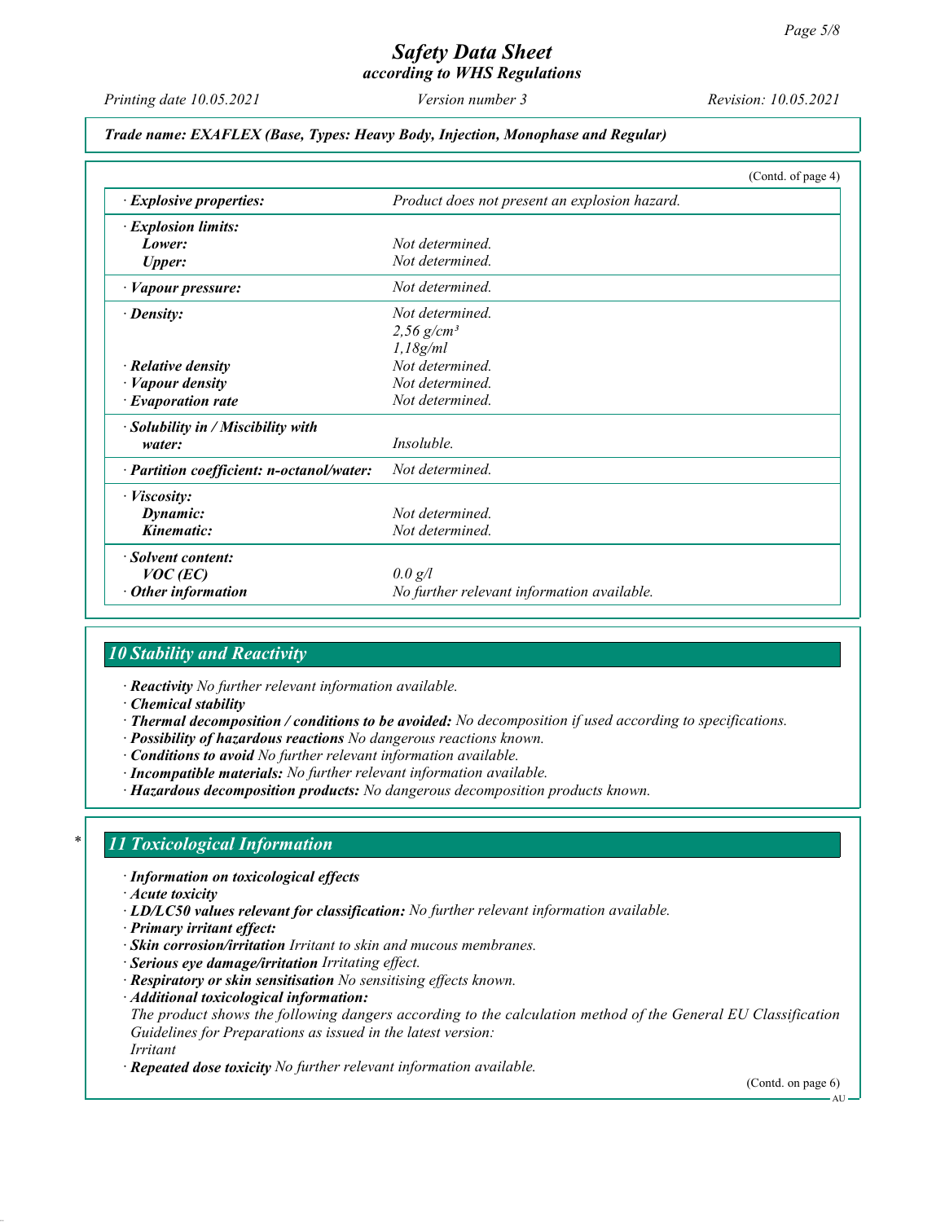(Contd. of page 4)

| | |
|---|---|
| · **Explosive properties:** | *Product does not present an explosion hazard.* |
| · **Explosion limits:** | |
| **Lower:** | *Not determined.* |
| **Upper:** | *Not determined.* |
| · **Vapour pressure:** | *Not determined.* |
| · **Density:** | *Not determined.* |
| | *2,56 g/cm³* |
| | *1,18g/ml* |
| · **Relative density** | *Not determined.* |
| · **Vapour density** | *Not determined.* |
| · **Evaporation rate** | *Not determined.* |
| · **Solubility in / Miscibility with water:** | *Insoluble.* |
| · **Partition coefficient: n-octanol/water:** | *Not determined.* |
| · **Viscosity:** | |
| **Dynamic:** | *Not determined.* |
| **Kinematic:** | *Not determined.* |
| · **Solvent content:** | |
| **VOC (EC)** | *0.0 g/l* |
| · **Other information** | *No further relevant information available.* |

## 10 Stability and Reactivity

· **Reactivity** *No further relevant information available.*
· **Chemical stability**
· **Thermal decomposition / conditions to be avoided:** *No decomposition if used according to specifications.*
· **Possibility of hazardous reactions** *No dangerous reactions known.*
· **Conditions to avoid** *No further relevant information available.*
· **Incompatible materials:** *No further relevant information available.*
· **Hazardous decomposition products:** *No dangerous decomposition products known.*

## * 11 Toxicological Information

· **Information on toxicological effects**
· **Acute toxicity**
· **LD/LC50 values relevant for classification:** *No further relevant information available.*
· **Primary irritant effect:**
· **Skin corrosion/irritation** *Irritant to skin and mucous membranes.*
· **Serious eye damage/irritation** *Irritating effect.*
· **Respiratory or skin sensitisation** *No sensitising effects known.*
· **Additional toxicological information:**
*The product shows the following dangers according to the calculation method of the General EU Classification Guidelines for Preparations as issued in the latest version:*
*Irritant*
· **Repeated dose toxicity** *No further relevant information available.*

(Contd. on page 6)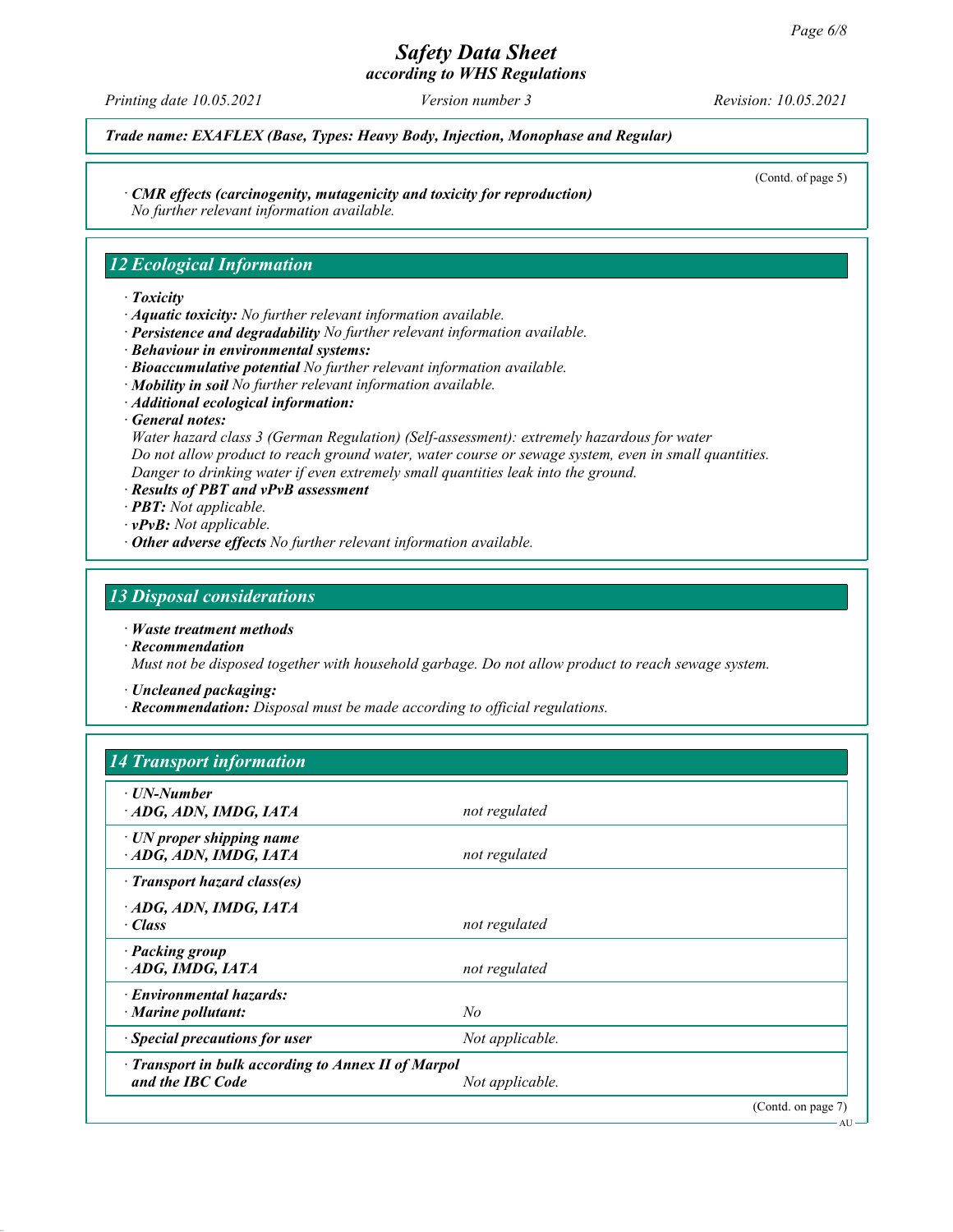*Trade name: EXAFLEX (Base, Types: Heavy Body, Injection, Monophase and Regular)*

(Contd. of page 5)

· **CMR effects (carcinogenity, mutagenicity and toxicity for reproduction)**
No further relevant information available.

## 12 Ecological Information

· **Toxicity**
· **Aquatic toxicity:** No further relevant information available.
· **Persistence and degradability** No further relevant information available.
· **Behaviour in environmental systems:**
· **Bioaccumulative potential** No further relevant information available.
· **Mobility in soil** No further relevant information available.
· **Additional ecological information:**
· **General notes:**
Water hazard class 3 (German Regulation) (Self-assessment): extremely hazardous for water
Do not allow product to reach ground water, water course or sewage system, even in small quantities.
Danger to drinking water if even extremely small quantities leak into the ground.
· **Results of PBT and vPvB assessment**
· **PBT:** Not applicable.
· **vPvB:** Not applicable.
· **Other adverse effects** No further relevant information available.

## 13 Disposal considerations

· **Waste treatment methods**
· **Recommendation**
Must not be disposed together with household garbage. Do not allow product to reach sewage system.

· **Uncleaned packaging:**
· **Recommendation:** Disposal must be made according to official regulations.

## 14 Transport information

| | |
|---|---|
| · **UN-Number**<br>· **ADG, ADN, IMDG, IATA** | not regulated |
| · **UN proper shipping name**<br>· **ADG, ADN, IMDG, IATA** | not regulated |
| · **Transport hazard class(es)** | |
| · **ADG, ADN, IMDG, IATA**<br>· **Class** | not regulated |
| · **Packing group**<br>· **ADG, IMDG, IATA** | not regulated |
| · **Environmental hazards:**<br>· **Marine pollutant:** | No |
| · **Special precautions for user** | Not applicable. |
| · **Transport in bulk according to Annex II of Marpol and the IBC Code** | Not applicable. |

(Contd. on page 7)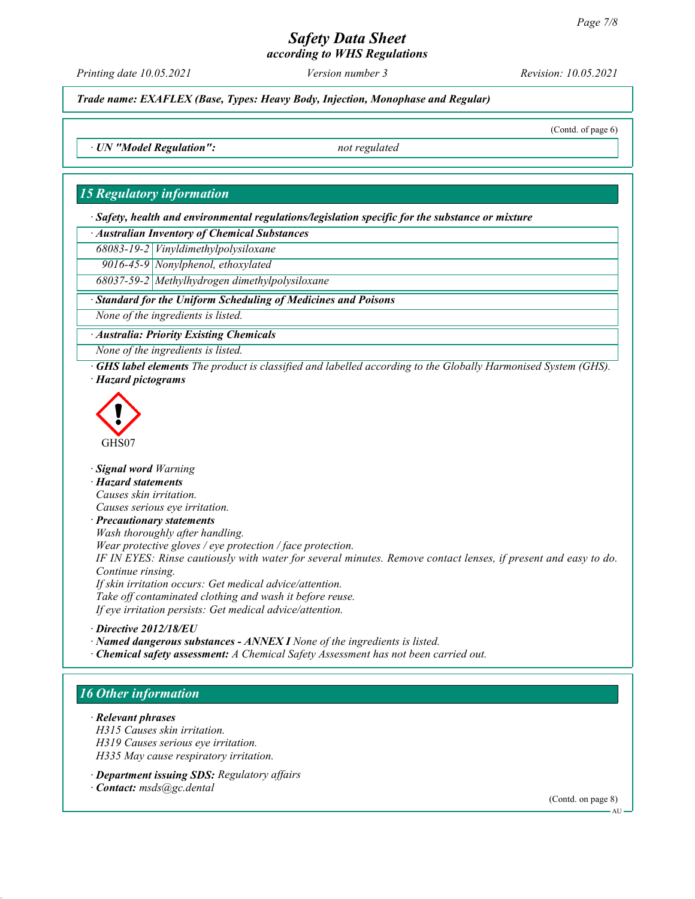*Trade name: EXAFLEX (Base, Types: Heavy Body, Injection, Monophase and Regular)*

(Contd. of page 6)

· ***UN "Model Regulation":*** *not regulated*

## *15 Regulatory information*

· ***Safety, health and environmental regulations/legislation specific for the substance or mixture***

· ***Australian Inventory of Chemical Substances***

| | |
|---|---|
| *68083-19-2* | *Vinyldimethylpolysiloxane* |
| *9016-45-9* | *Nonylphenol, ethoxylated* |
| *68037-59-2* | *Methylhydrogen dimethylpolysiloxane* |

· ***Standard for the Uniform Scheduling of Medicines and Poisons***

*None of the ingredients is listed.*

· ***Australia: Priority Existing Chemicals***

*None of the ingredients is listed.*

· ***GHS label elements*** *The product is classified and labelled according to the Globally Harmonised System (GHS).*

· ***Hazard pictograms***

GHS07

· ***Signal word*** *Warning*

· ***Hazard statements***

*Causes skin irritation.*
*Causes serious eye irritation.*

· ***Precautionary statements***

*Wash thoroughly after handling.*
*Wear protective gloves / eye protection / face protection.*
*IF IN EYES: Rinse cautiously with water for several minutes. Remove contact lenses, if present and easy to do. Continue rinsing.*
*If skin irritation occurs: Get medical advice/attention.*
*Take off contaminated clothing and wash it before reuse.*
*If eye irritation persists: Get medical advice/attention.*

· ***Directive 2012/18/EU***

· ***Named dangerous substances - ANNEX I*** *None of the ingredients is listed.*

· ***Chemical safety assessment:*** *A Chemical Safety Assessment has not been carried out.*

## *16 Other information*

· ***Relevant phrases***

*H315 Causes skin irritation.*
*H319 Causes serious eye irritation.*
*H335 May cause respiratory irritation.*

· ***Department issuing SDS:*** *Regulatory affairs*

· ***Contact:*** *msds@gc.dental*

(Contd. on page 8)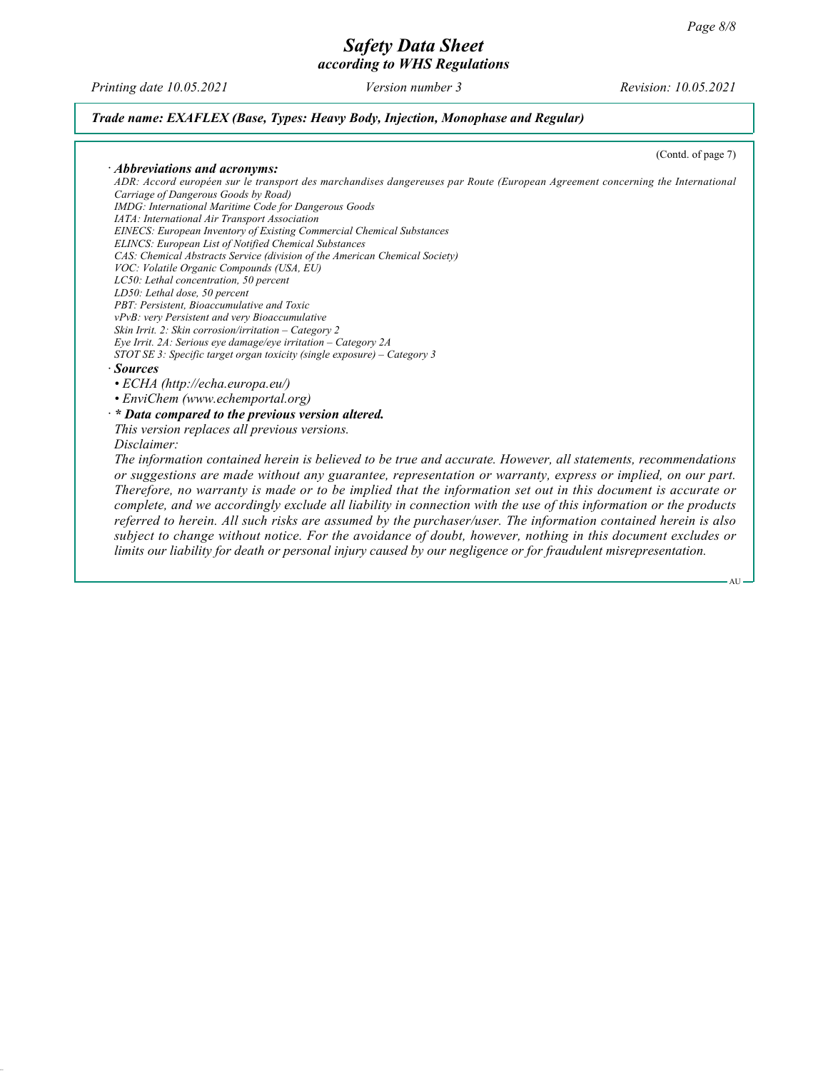(Contd. of page 7)

**· Abbreviations and acronyms:**

ADR: Accord européen sur le transport des marchandises dangereuses par Route (European Agreement concerning the International Carriage of Dangerous Goods by Road)
IMDG: International Maritime Code for Dangerous Goods
IATA: International Air Transport Association
EINECS: European Inventory of Existing Commercial Chemical Substances
ELINCS: European List of Notified Chemical Substances
CAS: Chemical Abstracts Service (division of the American Chemical Society)
VOC: Volatile Organic Compounds (USA, EU)
LC50: Lethal concentration, 50 percent
LD50: Lethal dose, 50 percent
PBT: Persistent, Bioaccumulative and Toxic
vPvB: very Persistent and very Bioaccumulative
Skin Irrit. 2: Skin corrosion/irritation – Category 2
Eye Irrit. 2A: Serious eye damage/eye irritation – Category 2A
STOT SE 3: Specific target organ toxicity (single exposure) – Category 3

**· Sources**

- ECHA (http://echa.europa.eu/)
- EnviChem (www.echemportal.org)

**· * Data compared to the previous version altered.**

This version replaces all previous versions.

Disclaimer:

The information contained herein is believed to be true and accurate. However, all statements, recommendations or suggestions are made without any guarantee, representation or warranty, express or implied, on our part. Therefore, no warranty is made or to be implied that the information set out in this document is accurate or complete, and we accordingly exclude all liability in connection with the use of this information or the products referred to herein. All such risks are assumed by the purchaser/user. The information contained herein is also subject to change without notice. For the avoidance of doubt, however, nothing in this document excludes or limits our liability for death or personal injury caused by our negligence or for fraudulent misrepresentation.